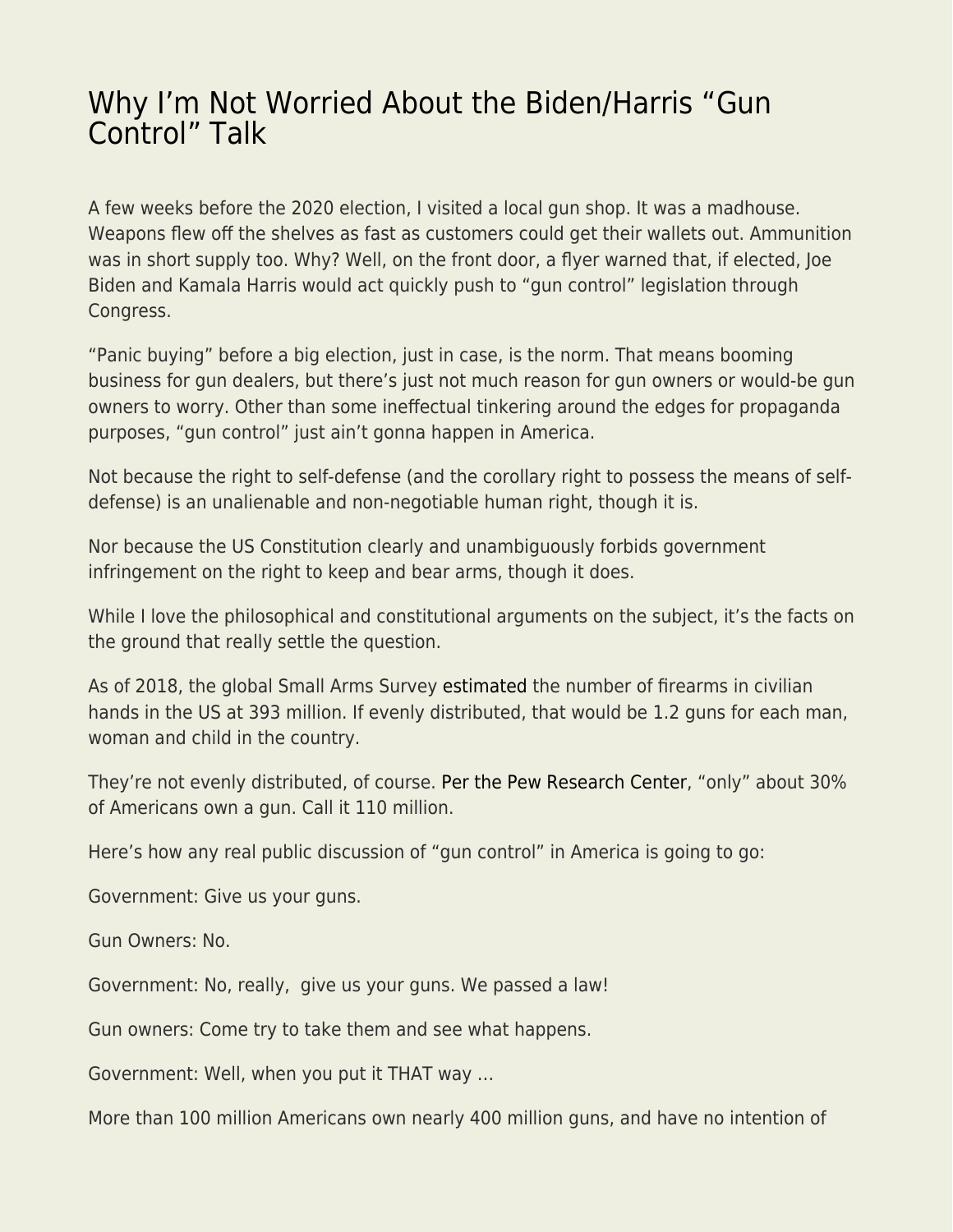# Why I'm Not Worried About the Biden/Harris "Gun Control" Talk

A few weeks before the 2020 election, I visited a local gun shop. It was a madhouse. Weapons flew off the shelves as fast as customers could get their wallets out. Ammunition was in short supply too. Why? Well, on the front door, a flyer warned that, if elected, Joe Biden and Kamala Harris would act quickly push to "gun control" legislation through Congress.

"Panic buying" before a big election, just in case, is the norm. That means booming business for gun dealers, but there's just not much reason for gun owners or would-be gun owners to worry. Other than some ineffectual tinkering around the edges for propaganda purposes, "gun control" just ain't gonna happen in America.

Not because the right to self-defense (and the corollary right to possess the means of self-defense) is an unalienable and non-negotiable human right, though it is.

Nor because the US Constitution clearly and unambiguously forbids government infringement on the right to keep and bear arms, though it does.

While I love the philosophical and constitutional arguments on the subject, it's the facts on the ground that really settle the question.

As of 2018, the global Small Arms Survey estimated the number of firearms in civilian hands in the US at 393 million. If evenly distributed, that would be 1.2 guns for each man, woman and child in the country.

They're not evenly distributed, of course. Per the Pew Research Center, "only" about 30% of Americans own a gun. Call it 110 million.

Here's how any real public discussion of "gun control" in America is going to go:

Government: Give us your guns.

Gun Owners: No.

Government: No, really, give us your guns. We passed a law!

Gun owners: Come try to take them and see what happens.

Government: Well, when you put it THAT way …

More than 100 million Americans own nearly 400 million guns, and have no intention of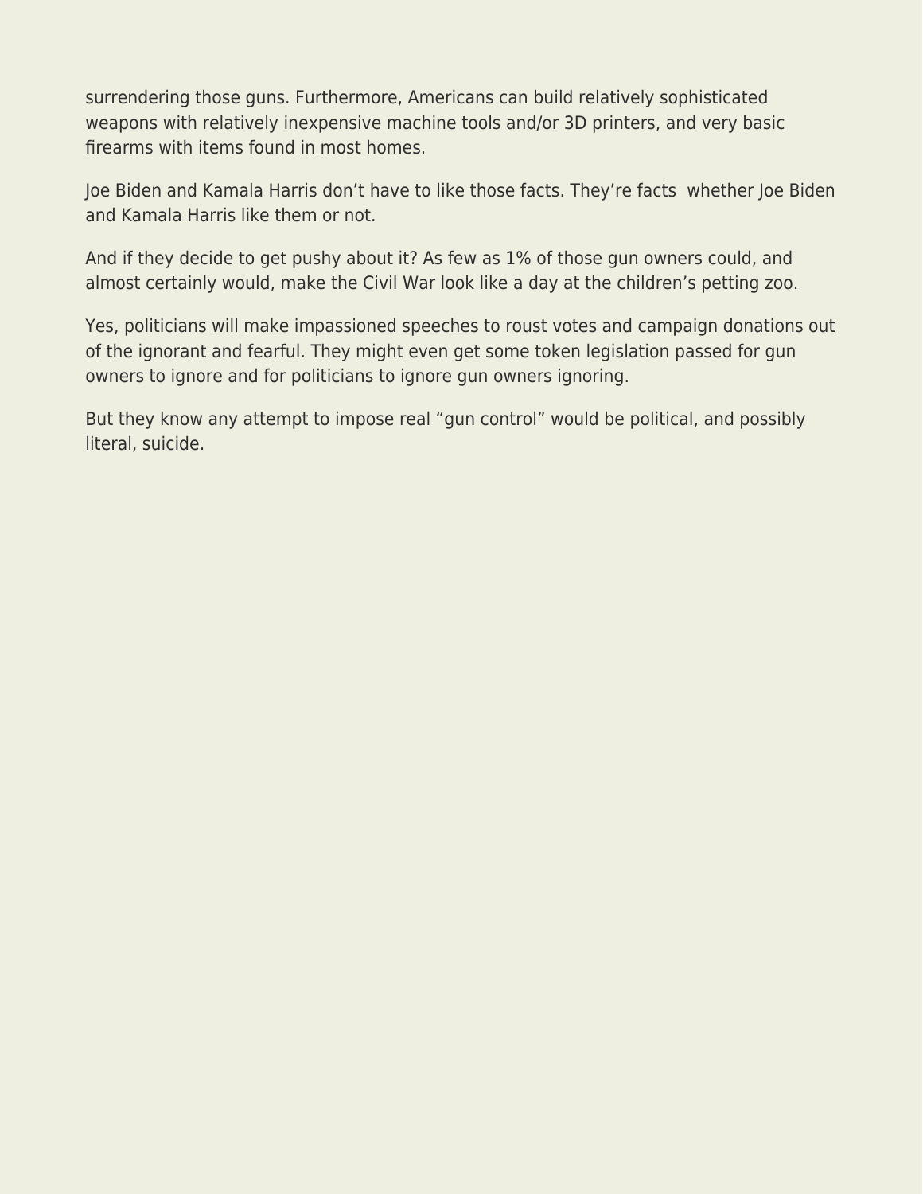surrendering those guns. Furthermore, Americans can build relatively sophisticated weapons with relatively inexpensive machine tools and/or 3D printers, and very basic firearms with items found in most homes.

Joe Biden and Kamala Harris don't have to like those facts. They're facts  whether Joe Biden and Kamala Harris like them or not.

And if they decide to get pushy about it? As few as 1% of those gun owners could, and almost certainly would, make the Civil War look like a day at the children's petting zoo.

Yes, politicians will make impassioned speeches to roust votes and campaign donations out of the ignorant and fearful. They might even get some token legislation passed for gun owners to ignore and for politicians to ignore gun owners ignoring.

But they know any attempt to impose real "gun control" would be political, and possibly literal, suicide.